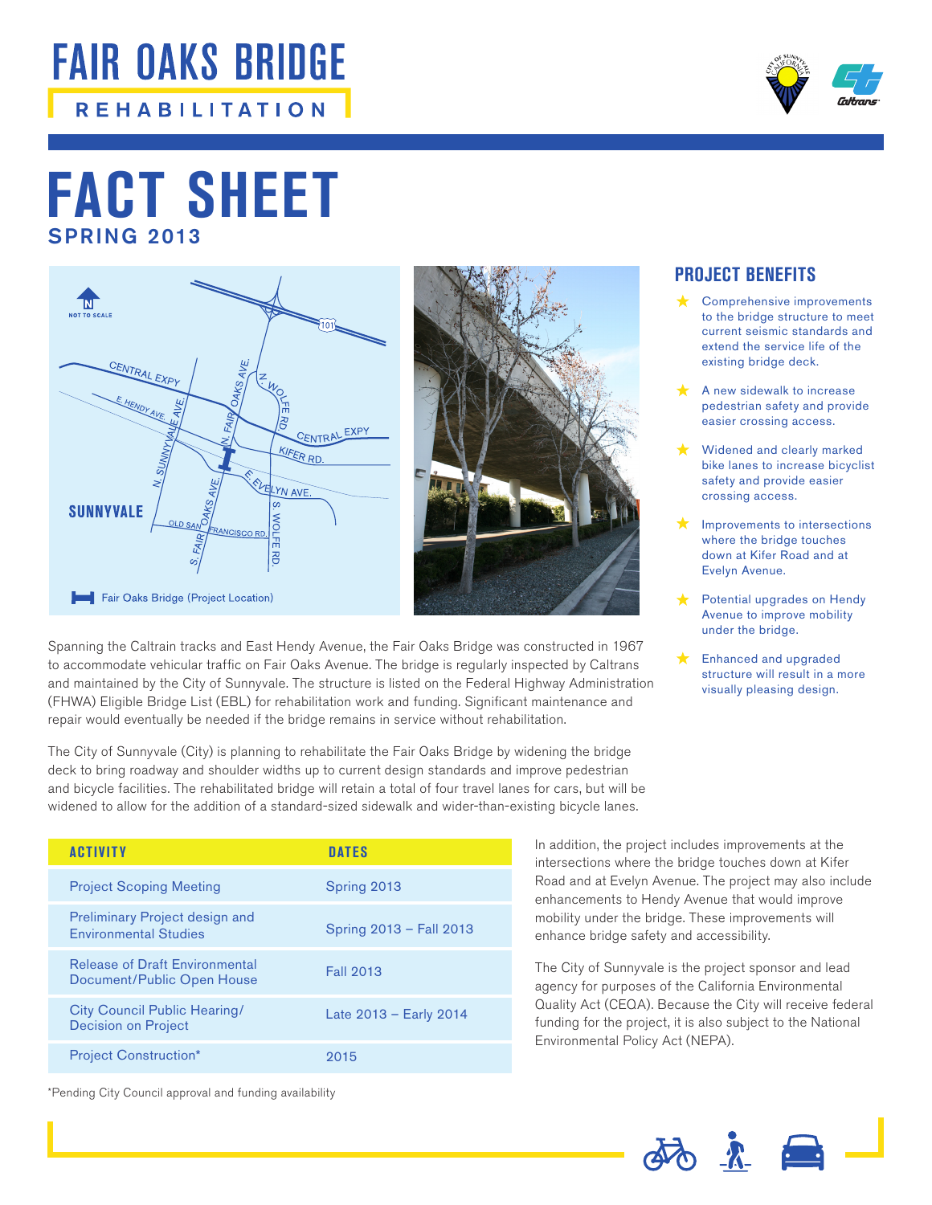# FAIR OAKS BRIDGE

REHABILITATION

# FACT SHEET

## SPRING 2013

NOT TO SCALE

CENTRAL EXPY, E. HENDY AVE., N. SUNNYVALE AVE., N. FAIR OAKS AVE., N. WOLFE RD., CENTRAL EXPY, KIFER RD., E. EVELYN AVE., S. WOLFE RD., OLD SAN FRANCISCO RD., S. FAIR OAKS AVE., SUNNYVALE, 101

Fair Oaks Bridge (Project Location)

Spanning the Caltrain tracks and East Hendy Avenue, the Fair Oaks Bridge was constructed in 1967 to accommodate vehicular traffic on Fair Oaks Avenue. The bridge is regularly inspected by Caltrans and maintained by the City of Sunnyvale. The structure is listed on the Federal Highway Administration (FHWA) Eligible Bridge List (EBL) for rehabilitation work and funding. Significant maintenance and repair would eventually be needed if the bridge remains in service without rehabilitation.

The City of Sunnyvale (City) is planning to rehabilitate the Fair Oaks Bridge by widening the bridge deck to bring roadway and shoulder widths up to current design standards and improve pedestrian and bicycle facilities. The rehabilitated bridge will retain a total of four travel lanes for cars, but will be widened to allow for the addition of a standard-sized sidewalk and wider-than-existing bicycle lanes.

| ACTIVITY | DATES |
|---|---|
| Project Scoping Meeting | Spring 2013 |
| Preliminary Project design and Environmental Studies | Spring 2013 – Fall 2013 |
| Release of Draft Environmental Document/Public Open House | Fall 2013 |
| City Council Public Hearing/ Decision on Project | Late 2013 – Early 2014 |
| Project Construction* | 2015 |

*Pending City Council approval and funding availability

In addition, the project includes improvements at the intersections where the bridge touches down at Kifer Road and at Evelyn Avenue. The project may also include enhancements to Hendy Avenue that would improve mobility under the bridge. These improvements will enhance bridge safety and accessibility.

The City of Sunnyvale is the project sponsor and lead agency for purposes of the California Environmental Quality Act (CEQA). Because the City will receive federal funding for the project, it is also subject to the National Environmental Policy Act (NEPA).

## PROJECT BENEFITS

- Comprehensive improvements to the bridge structure to meet current seismic standards and extend the service life of the existing bridge deck.
- A new sidewalk to increase pedestrian safety and provide easier crossing access.
- Widened and clearly marked bike lanes to increase bicyclist safety and provide easier crossing access.
- Improvements to intersections where the bridge touches down at Kifer Road and at Evelyn Avenue.
- Potential upgrades on Hendy Avenue to improve mobility under the bridge.
- Enhanced and upgraded structure will result in a more visually pleasing design.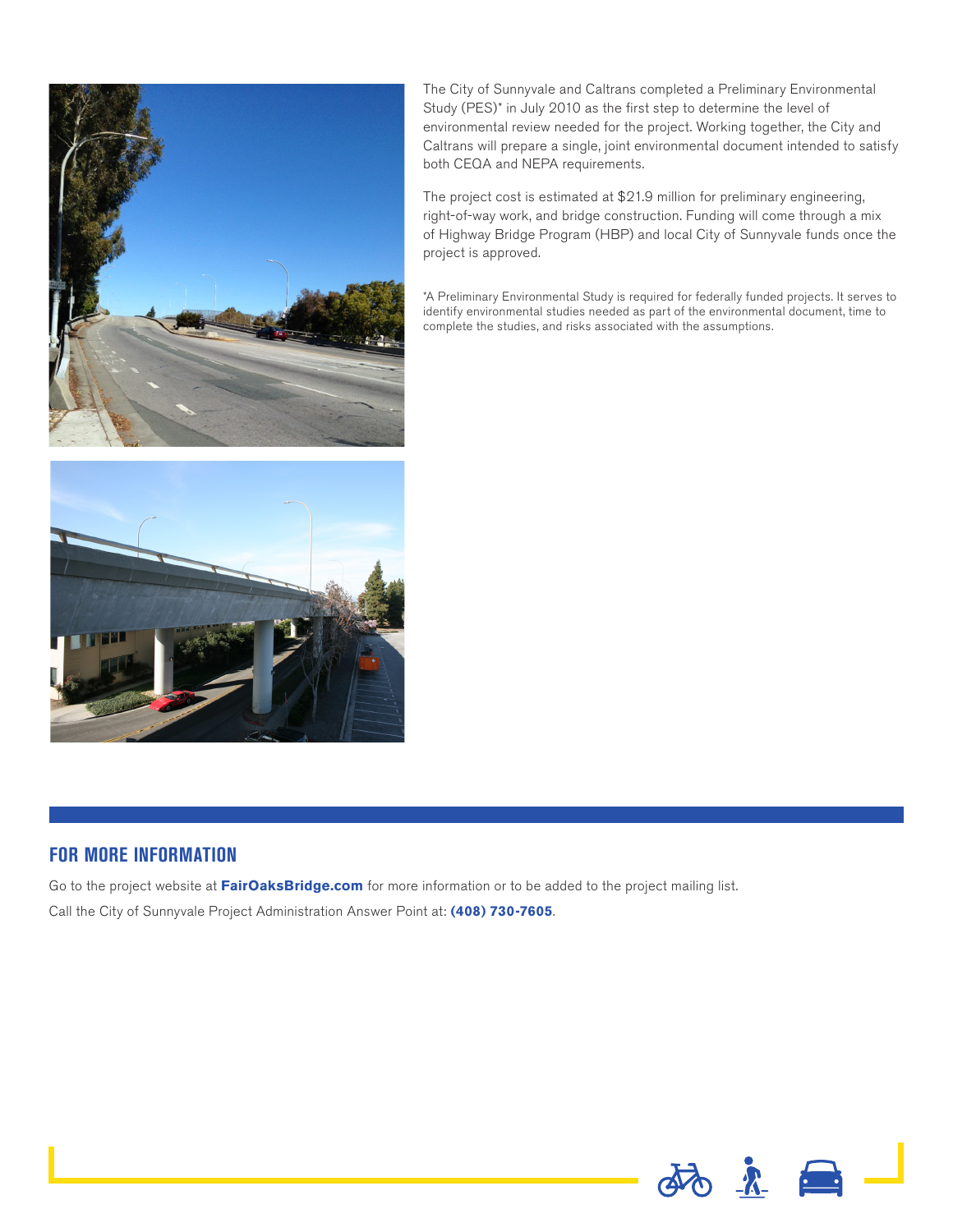The City of Sunnyvale and Caltrans completed a Preliminary Environmental Study (PES)* in July 2010 as the first step to determine the level of environmental review needed for the project. Working together, the City and Caltrans will prepare a single, joint environmental document intended to satisfy both CEQA and NEPA requirements.

The project cost is estimated at $21.9 million for preliminary engineering, right-of-way work, and bridge construction. Funding will come through a mix of Highway Bridge Program (HBP) and local City of Sunnyvale funds once the project is approved.

*A Preliminary Environmental Study is required for federally funded projects. It serves to identify environmental studies needed as part of the environmental document, time to complete the studies, and risks associated with the assumptions.

## FOR MORE INFORMATION

Go to the project website at **FairOaksBridge.com** for more information or to be added to the project mailing list.

Call the City of Sunnyvale Project Administration Answer Point at: **(408) 730-7605**.